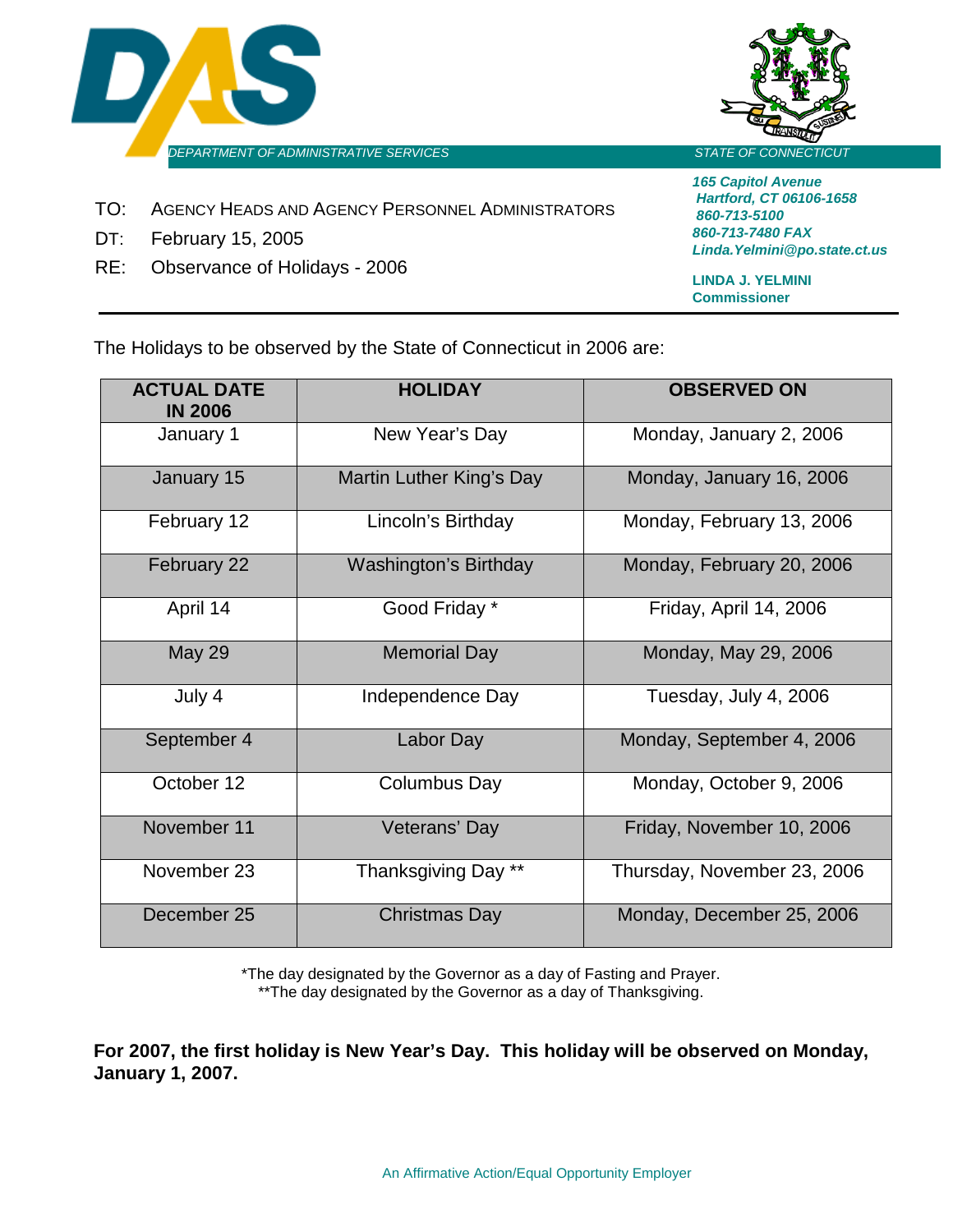DAS

DEPARTMENT OF ADMINISTRATIVE SERVICES

STATE OF CONNECTICUT

*165 Capitol Avenue*
*Hartford, CT 06106-1658*
*860-713-5100*
*860-713-7480 FAX*
*Linda.Yelmini@po.state.ct.us*

**LINDA J. YELMINI**
**Commissioner**

TO: AGENCY HEADS AND AGENCY PERSONNEL ADMINISTRATORS

DT: February 15, 2005

RE: Observance of Holidays - 2006

---

The Holidays to be observed by the State of Connecticut in 2006 are:

| ACTUAL DATE IN 2006 | HOLIDAY | OBSERVED ON |
|---|---|---|
| January 1 | New Year's Day | Monday, January 2, 2006 |
| January 15 | Martin Luther King's Day | Monday, January 16, 2006 |
| February 12 | Lincoln's Birthday | Monday, February 13, 2006 |
| February 22 | Washington's Birthday | Monday, February 20, 2006 |
| April 14 | Good Friday * | Friday, April 14, 2006 |
| May 29 | Memorial Day | Monday, May 29, 2006 |
| July 4 | Independence Day | Tuesday, July 4, 2006 |
| September 4 | Labor Day | Monday, September 4, 2006 |
| October 12 | Columbus Day | Monday, October 9, 2006 |
| November 11 | Veterans' Day | Friday, November 10, 2006 |
| November 23 | Thanksgiving Day ** | Thursday, November 23, 2006 |
| December 25 | Christmas Day | Monday, December 25, 2006 |

*The day designated by the Governor as a day of Fasting and Prayer.
**The day designated by the Governor as a day of Thanksgiving.

**For 2007, the first holiday is New Year's Day. This holiday will be observed on Monday, January 1, 2007.**

An Affirmative Action/Equal Opportunity Employer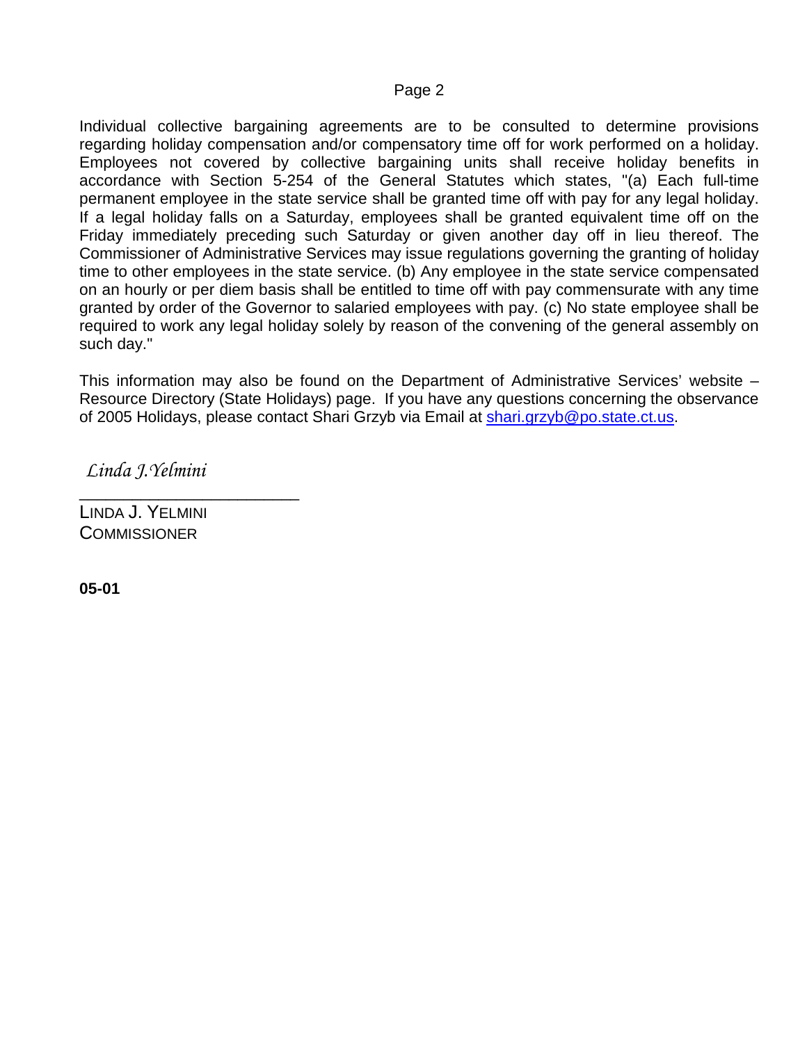Individual collective bargaining agreements are to be consulted to determine provisions regarding holiday compensation and/or compensatory time off for work performed on a holiday. Employees not covered by collective bargaining units shall receive holiday benefits in accordance with Section 5-254 of the General Statutes which states, "(a) Each full-time permanent employee in the state service shall be granted time off with pay for any legal holiday. If a legal holiday falls on a Saturday, employees shall be granted equivalent time off on the Friday immediately preceding such Saturday or given another day off in lieu thereof. The Commissioner of Administrative Services may issue regulations governing the granting of holiday time to other employees in the state service. (b) Any employee in the state service compensated on an hourly or per diem basis shall be entitled to time off with pay commensurate with any time granted by order of the Governor to salaried employees with pay. (c) No state employee shall be required to work any legal holiday solely by reason of the convening of the general assembly on such day."

This information may also be found on the Department of Administrative Services' website – Resource Directory (State Holidays) page. If you have any questions concerning the observance of 2005 Holidays, please contact Shari Grzyb via Email at shari.grzyb@po.state.ct.us.

*Linda J.Yelmini*

\_\_\_\_\_\_\_\_\_\_\_\_\_\_\_\_\_\_\_\_\_\_\_\_

LINDA J. YELMINI
COMMISSIONER

**05-01**